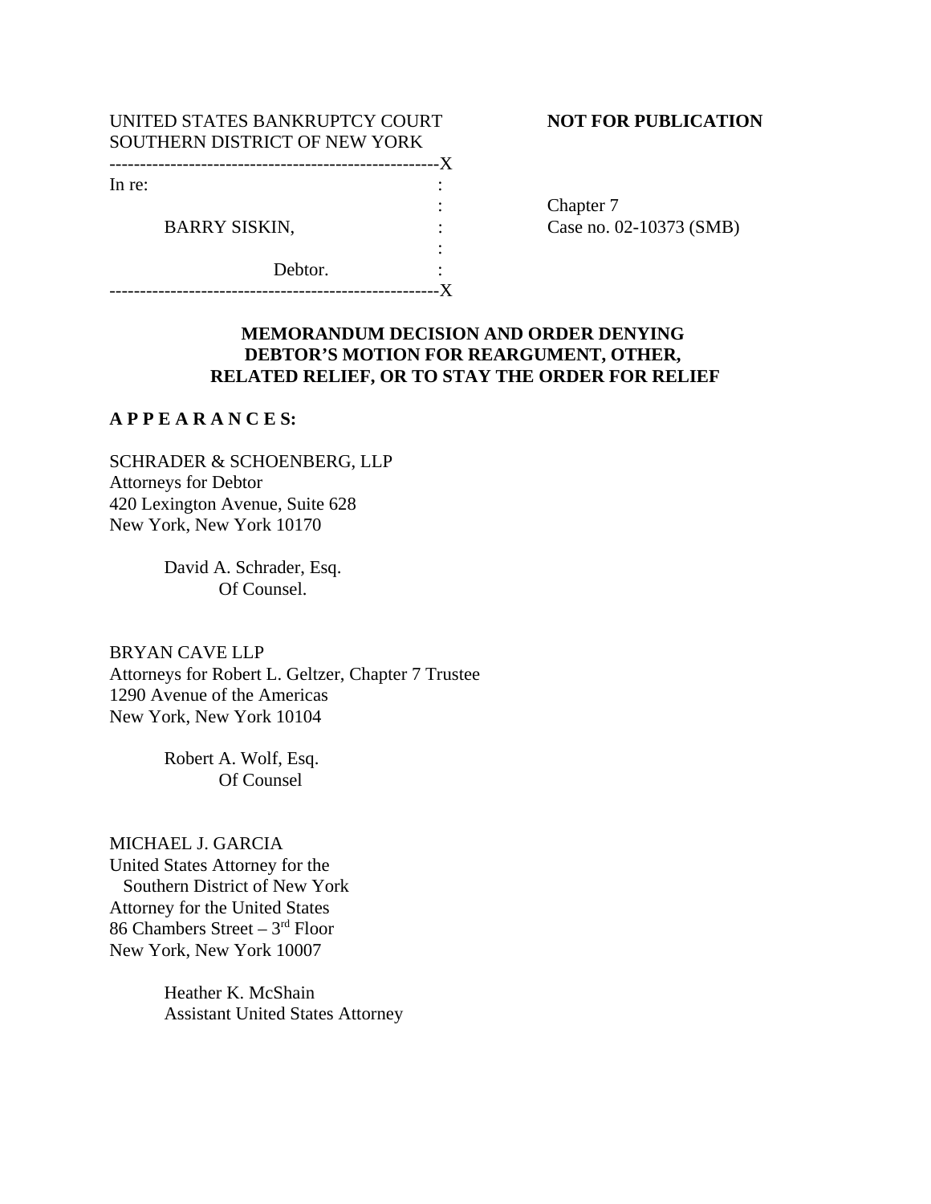UNITED STATES BANKRUPTCY COURT
SOUTHERN DISTRICT OF NEW YORK

**NOT FOR PUBLICATION**

------------------------------------------------------X
In re: :
 : Chapter 7
BARRY SISKIN, : Case no. 02-10373 (SMB)
 :
Debtor. :
------------------------------------------------------X

**MEMORANDUM DECISION AND ORDER DENYING DEBTOR'S MOTION FOR REARGUMENT, OTHER, RELATED RELIEF, OR TO STAY THE ORDER FOR RELIEF**

**A P P E A R A N C E S:**

SCHRADER & SCHOENBERG, LLP
Attorneys for Debtor
420 Lexington Avenue, Suite 628
New York, New York 10170

David A. Schrader, Esq.
Of Counsel.

BRYAN CAVE LLP
Attorneys for Robert L. Geltzer, Chapter 7 Trustee
1290 Avenue of the Americas
New York, New York 10104

Robert A. Wolf, Esq.
Of Counsel

MICHAEL J. GARCIA
United States Attorney for the
Southern District of New York
Attorney for the United States
86 Chambers Street – 3rd Floor
New York, New York 10007

Heather K. McShain
Assistant United States Attorney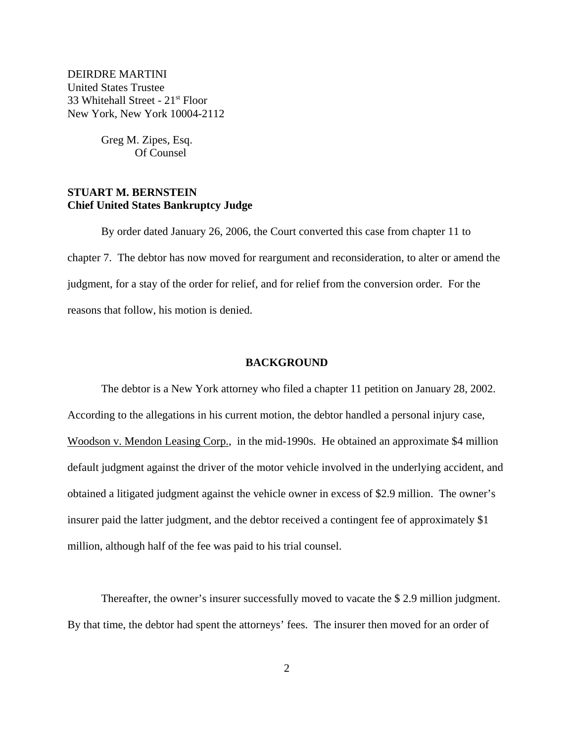DEIRDRE MARTINI
United States Trustee
33 Whitehall Street - 21st Floor
New York, New York 10004-2112

Greg M. Zipes, Esq.
Of Counsel

**STUART M. BERNSTEIN**
**Chief United States Bankruptcy Judge**

By order dated January 26, 2006, the Court converted this case from chapter 11 to chapter 7. The debtor has now moved for reargument and reconsideration, to alter or amend the judgment, for a stay of the order for relief, and for relief from the conversion order. For the reasons that follow, his motion is denied.

## BACKGROUND

The debtor is a New York attorney who filed a chapter 11 petition on January 28, 2002. According to the allegations in his current motion, the debtor handled a personal injury case, Woodson v. Mendon Leasing Corp., in the mid-1990s. He obtained an approximate $4 million default judgment against the driver of the motor vehicle involved in the underlying accident, and obtained a litigated judgment against the vehicle owner in excess of $2.9 million. The owner's insurer paid the latter judgment, and the debtor received a contingent fee of approximately $1 million, although half of the fee was paid to his trial counsel.

Thereafter, the owner's insurer successfully moved to vacate the $ 2.9 million judgment. By that time, the debtor had spent the attorneys' fees. The insurer then moved for an order of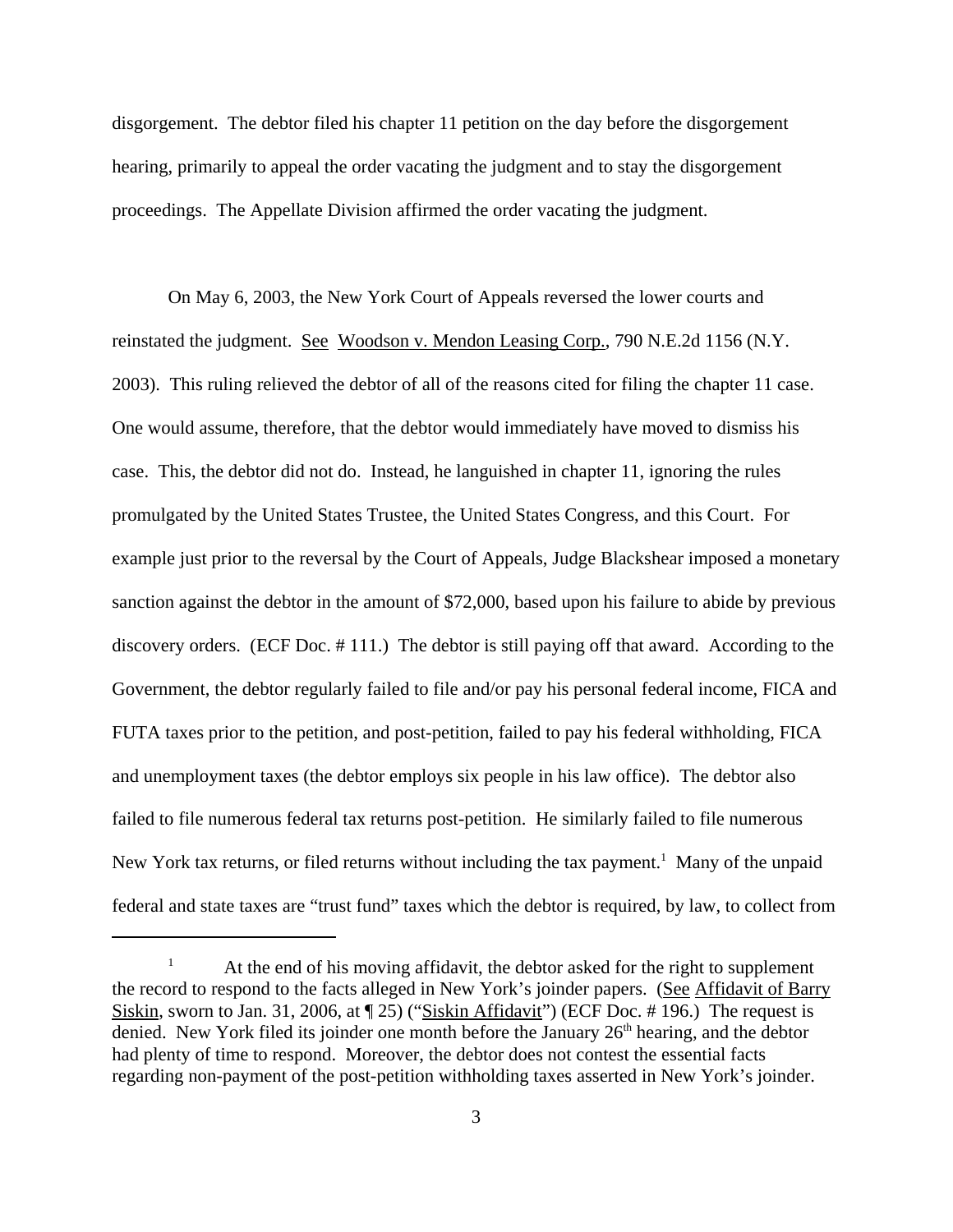disgorgement. The debtor filed his chapter 11 petition on the day before the disgorgement hearing, primarily to appeal the order vacating the judgment and to stay the disgorgement proceedings. The Appellate Division affirmed the order vacating the judgment.

On May 6, 2003, the New York Court of Appeals reversed the lower courts and reinstated the judgment. See Woodson v. Mendon Leasing Corp., 790 N.E.2d 1156 (N.Y. 2003). This ruling relieved the debtor of all of the reasons cited for filing the chapter 11 case. One would assume, therefore, that the debtor would immediately have moved to dismiss his case. This, the debtor did not do. Instead, he languished in chapter 11, ignoring the rules promulgated by the United States Trustee, the United States Congress, and this Court. For example just prior to the reversal by the Court of Appeals, Judge Blackshear imposed a monetary sanction against the debtor in the amount of $72,000, based upon his failure to abide by previous discovery orders. (ECF Doc. # 111.) The debtor is still paying off that award. According to the Government, the debtor regularly failed to file and/or pay his personal federal income, FICA and FUTA taxes prior to the petition, and post-petition, failed to pay his federal withholding, FICA and unemployment taxes (the debtor employs six people in his law office). The debtor also failed to file numerous federal tax returns post-petition. He similarly failed to file numerous New York tax returns, or filed returns without including the tax payment.[1] Many of the unpaid federal and state taxes are "trust fund" taxes which the debtor is required, by law, to collect from

[1] At the end of his moving affidavit, the debtor asked for the right to supplement the record to respond to the facts alleged in New York's joinder papers. (See Affidavit of Barry Siskin, sworn to Jan. 31, 2006, at ¶ 25) ("Siskin Affidavit") (ECF Doc. # 196.) The request is denied. New York filed its joinder one month before the January 26th hearing, and the debtor had plenty of time to respond. Moreover, the debtor does not contest the essential facts regarding non-payment of the post-petition withholding taxes asserted in New York's joinder.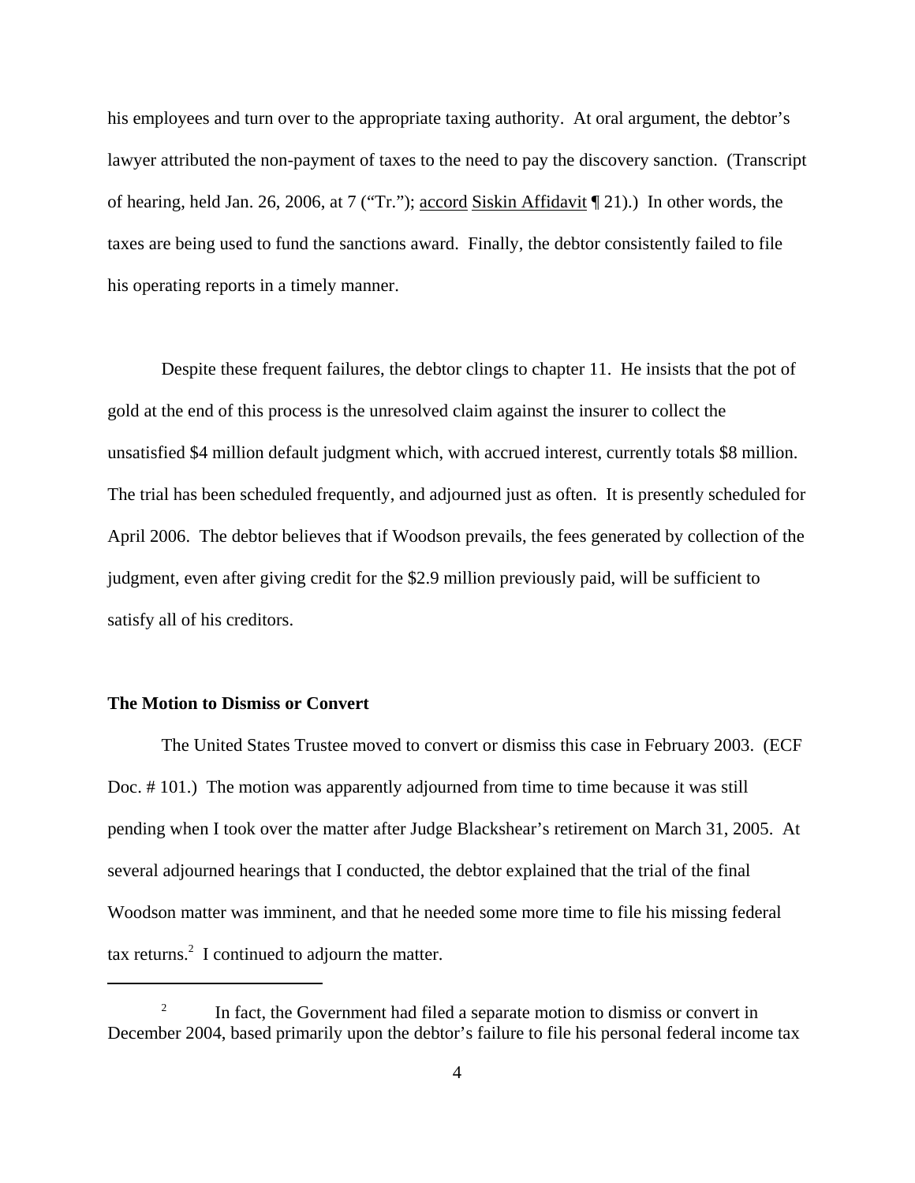his employees and turn over to the appropriate taxing authority. At oral argument, the debtor's lawyer attributed the non-payment of taxes to the need to pay the discovery sanction. (Transcript of hearing, held Jan. 26, 2006, at 7 ("Tr."); accord Siskin Affidavit ¶ 21).) In other words, the taxes are being used to fund the sanctions award. Finally, the debtor consistently failed to file his operating reports in a timely manner.

Despite these frequent failures, the debtor clings to chapter 11. He insists that the pot of gold at the end of this process is the unresolved claim against the insurer to collect the unsatisfied \$4 million default judgment which, with accrued interest, currently totals \$8 million. The trial has been scheduled frequently, and adjourned just as often. It is presently scheduled for April 2006. The debtor believes that if Woodson prevails, the fees generated by collection of the judgment, even after giving credit for the \$2.9 million previously paid, will be sufficient to satisfy all of his creditors.

**The Motion to Dismiss or Convert**

The United States Trustee moved to convert or dismiss this case in February 2003. (ECF Doc. # 101.) The motion was apparently adjourned from time to time because it was still pending when I took over the matter after Judge Blackshear's retirement on March 31, 2005. At several adjourned hearings that I conducted, the debtor explained that the trial of the final Woodson matter was imminent, and that he needed some more time to file his missing federal tax returns.[2] I continued to adjourn the matter.

[2] In fact, the Government had filed a separate motion to dismiss or convert in December 2004, based primarily upon the debtor's failure to file his personal federal income tax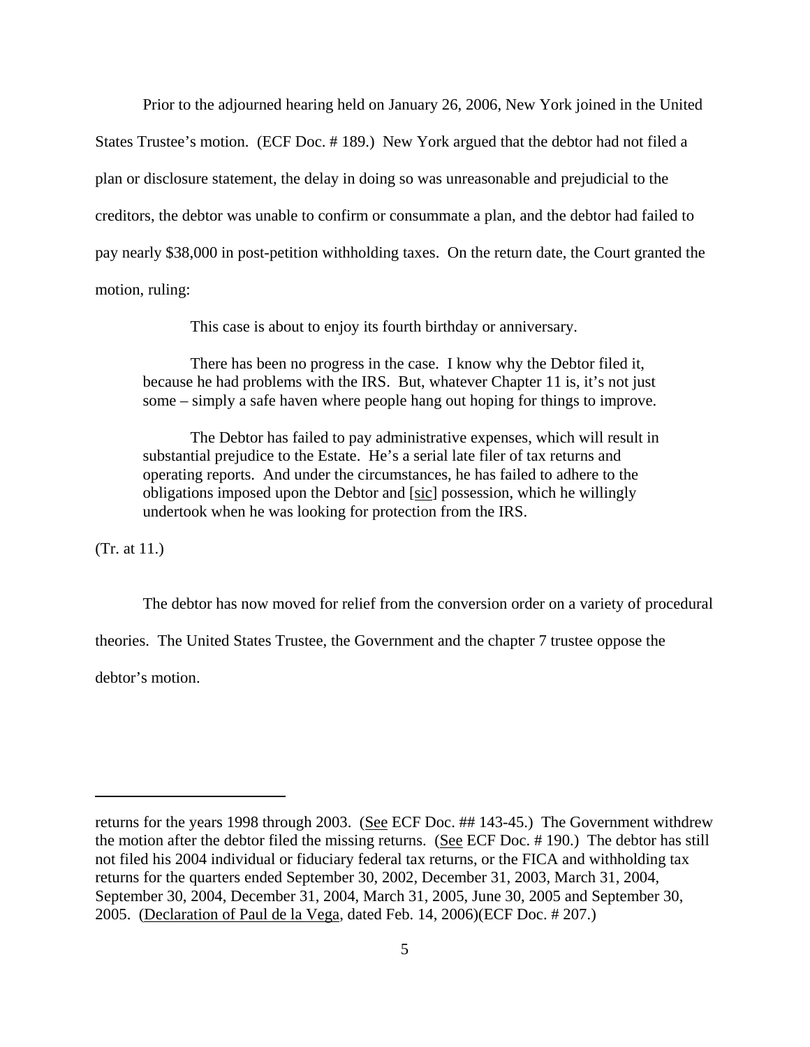Prior to the adjourned hearing held on January 26, 2006, New York joined in the United States Trustee's motion. (ECF Doc. # 189.) New York argued that the debtor had not filed a plan or disclosure statement, the delay in doing so was unreasonable and prejudicial to the creditors, the debtor was unable to confirm or consummate a plan, and the debtor had failed to pay nearly $38,000 in post-petition withholding taxes. On the return date, the Court granted the motion, ruling:

> This case is about to enjoy its fourth birthday or anniversary.
>
> There has been no progress in the case. I know why the Debtor filed it, because he had problems with the IRS. But, whatever Chapter 11 is, it's not just some – simply a safe haven where people hang out hoping for things to improve.
>
> The Debtor has failed to pay administrative expenses, which will result in substantial prejudice to the Estate. He's a serial late filer of tax returns and operating reports. And under the circumstances, he has failed to adhere to the obligations imposed upon the Debtor and [sic] possession, which he willingly undertook when he was looking for protection from the IRS.

(Tr. at 11.)

The debtor has now moved for relief from the conversion order on a variety of procedural theories. The United States Trustee, the Government and the chapter 7 trustee oppose the debtor's motion.

---

returns for the years 1998 through 2003. (See ECF Doc. ## 143-45.) The Government withdrew the motion after the debtor filed the missing returns. (See ECF Doc. # 190.) The debtor has still not filed his 2004 individual or fiduciary federal tax returns, or the FICA and withholding tax returns for the quarters ended September 30, 2002, December 31, 2003, March 31, 2004, September 30, 2004, December 31, 2004, March 31, 2005, June 30, 2005 and September 30, 2005. (Declaration of Paul de la Vega, dated Feb. 14, 2006)(ECF Doc. # 207.)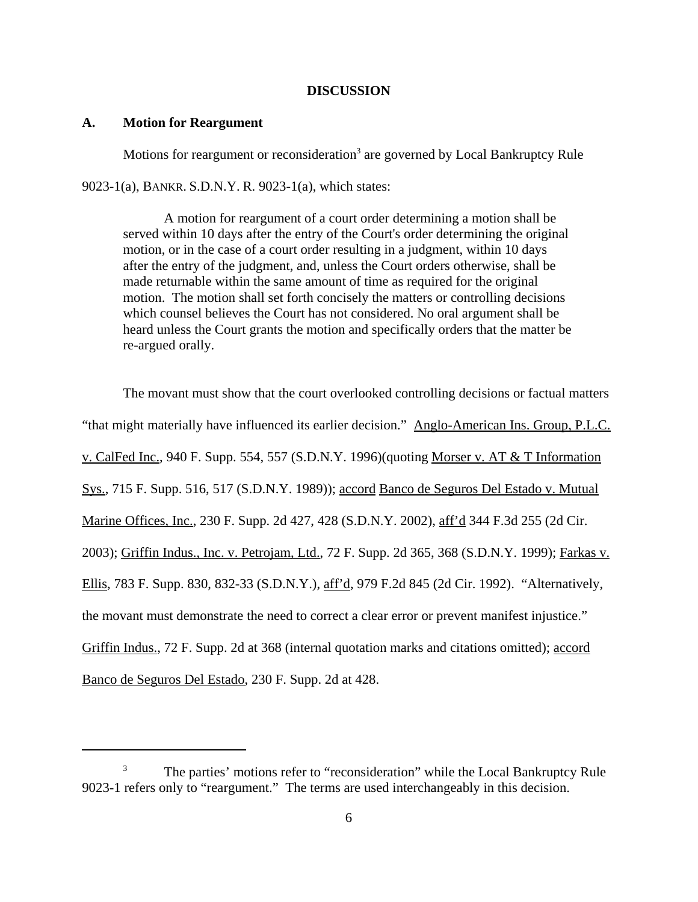## DISCUSSION

### A. Motion for Reargument

Motions for reargument or reconsideration[3] are governed by Local Bankruptcy Rule 9023-1(a), BANKR. S.D.N.Y. R. 9023-1(a), which states:

> A motion for reargument of a court order determining a motion shall be served within 10 days after the entry of the Court's order determining the original motion, or in the case of a court order resulting in a judgment, within 10 days after the entry of the judgment, and, unless the Court orders otherwise, shall be made returnable within the same amount of time as required for the original motion. The motion shall set forth concisely the matters or controlling decisions which counsel believes the Court has not considered. No oral argument shall be heard unless the Court grants the motion and specifically orders that the matter be re-argued orally.

The movant must show that the court overlooked controlling decisions or factual matters "that might materially have influenced its earlier decision." Anglo-American Ins. Group, P.L.C. v. CalFed Inc., 940 F. Supp. 554, 557 (S.D.N.Y. 1996)(quoting Morser v. AT & T Information Sys., 715 F. Supp. 516, 517 (S.D.N.Y. 1989)); accord Banco de Seguros Del Estado v. Mutual Marine Offices, Inc., 230 F. Supp. 2d 427, 428 (S.D.N.Y. 2002), aff'd 344 F.3d 255 (2d Cir. 2003); Griffin Indus., Inc. v. Petrojam, Ltd., 72 F. Supp. 2d 365, 368 (S.D.N.Y. 1999); Farkas v. Ellis, 783 F. Supp. 830, 832-33 (S.D.N.Y.), aff'd, 979 F.2d 845 (2d Cir. 1992). "Alternatively, the movant must demonstrate the need to correct a clear error or prevent manifest injustice." Griffin Indus., 72 F. Supp. 2d at 368 (internal quotation marks and citations omitted); accord Banco de Seguros Del Estado, 230 F. Supp. 2d at 428.

---

[3] The parties' motions refer to "reconsideration" while the Local Bankruptcy Rule 9023-1 refers only to "reargument." The terms are used interchangeably in this decision.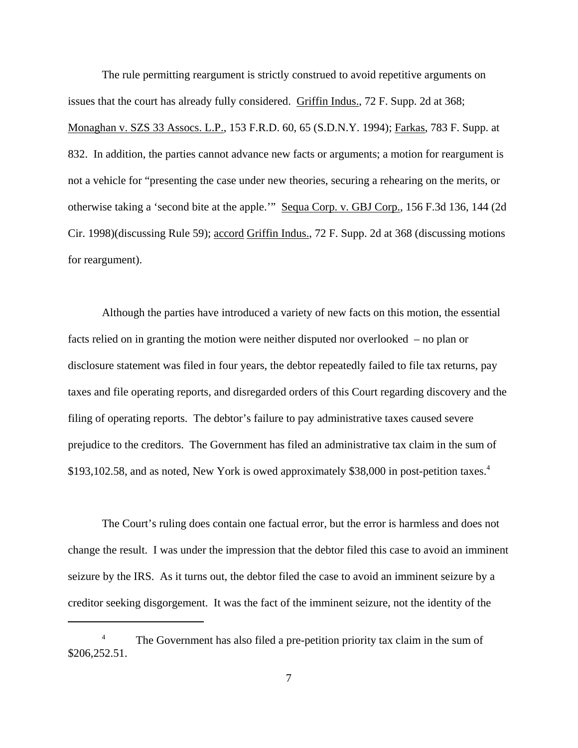The rule permitting reargument is strictly construed to avoid repetitive arguments on issues that the court has already fully considered. Griffin Indus., 72 F. Supp. 2d at 368; Monaghan v. SZS 33 Assocs. L.P., 153 F.R.D. 60, 65 (S.D.N.Y. 1994); Farkas, 783 F. Supp. at 832. In addition, the parties cannot advance new facts or arguments; a motion for reargument is not a vehicle for "presenting the case under new theories, securing a rehearing on the merits, or otherwise taking a 'second bite at the apple.'" Sequa Corp. v. GBJ Corp., 156 F.3d 136, 144 (2d Cir. 1998)(discussing Rule 59); accord Griffin Indus., 72 F. Supp. 2d at 368 (discussing motions for reargument).

Although the parties have introduced a variety of new facts on this motion, the essential facts relied on in granting the motion were neither disputed nor overlooked – no plan or disclosure statement was filed in four years, the debtor repeatedly failed to file tax returns, pay taxes and file operating reports, and disregarded orders of this Court regarding discovery and the filing of operating reports. The debtor's failure to pay administrative taxes caused severe prejudice to the creditors. The Government has filed an administrative tax claim in the sum of $193,102.58, and as noted, New York is owed approximately $38,000 in post-petition taxes.[4]

The Court's ruling does contain one factual error, but the error is harmless and does not change the result. I was under the impression that the debtor filed this case to avoid an imminent seizure by the IRS. As it turns out, the debtor filed the case to avoid an imminent seizure by a creditor seeking disgorgement. It was the fact of the imminent seizure, not the identity of the

---

[4] The Government has also filed a pre-petition priority tax claim in the sum of $206,252.51.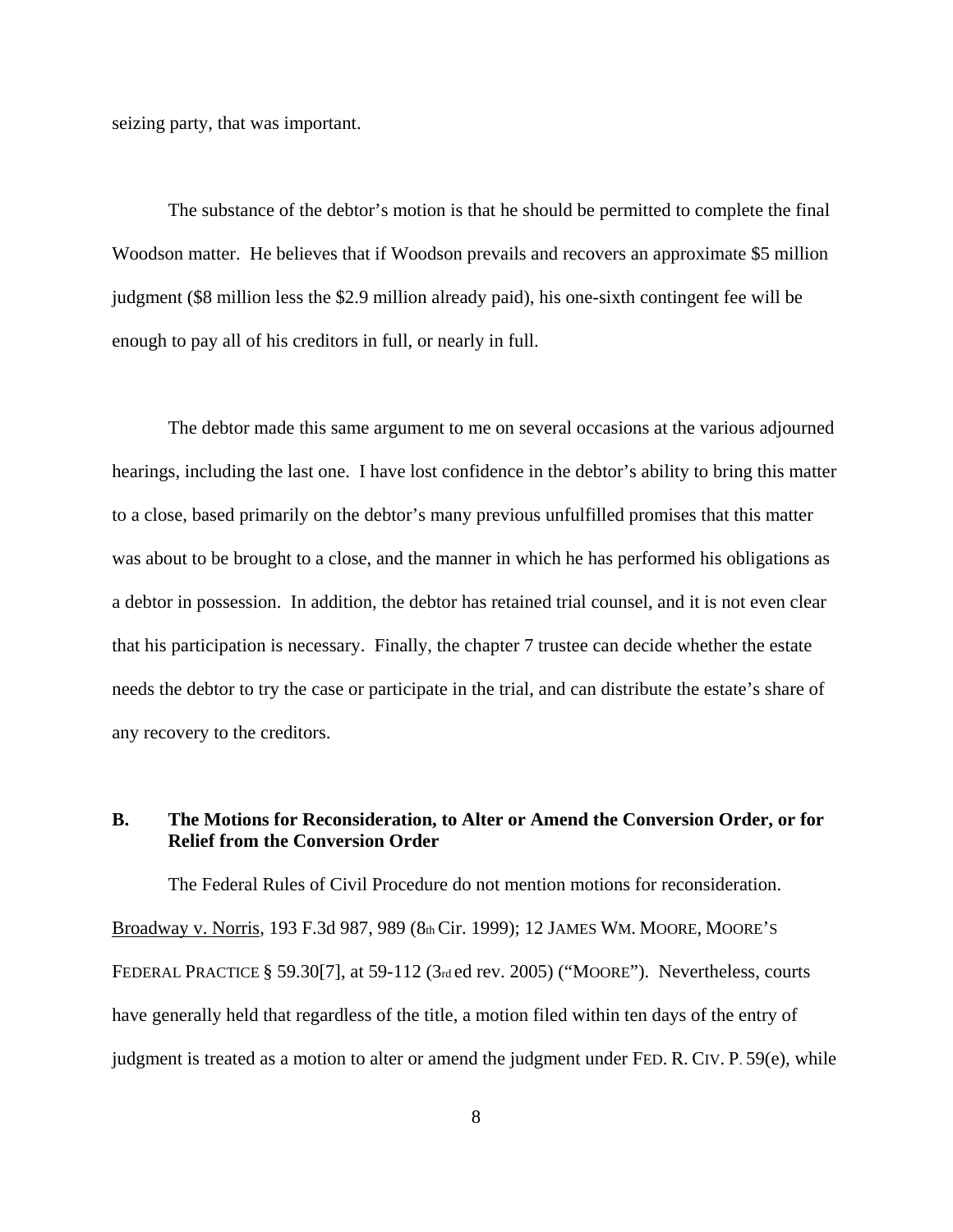seizing party, that was important.

The substance of the debtor's motion is that he should be permitted to complete the final Woodson matter. He believes that if Woodson prevails and recovers an approximate $5 million judgment ($8 million less the $2.9 million already paid), his one-sixth contingent fee will be enough to pay all of his creditors in full, or nearly in full.

The debtor made this same argument to me on several occasions at the various adjourned hearings, including the last one. I have lost confidence in the debtor's ability to bring this matter to a close, based primarily on the debtor's many previous unfulfilled promises that this matter was about to be brought to a close, and the manner in which he has performed his obligations as a debtor in possession. In addition, the debtor has retained trial counsel, and it is not even clear that his participation is necessary. Finally, the chapter 7 trustee can decide whether the estate needs the debtor to try the case or participate in the trial, and can distribute the estate's share of any recovery to the creditors.

### B. The Motions for Reconsideration, to Alter or Amend the Conversion Order, or for Relief from the Conversion Order

The Federal Rules of Civil Procedure do not mention motions for reconsideration. Broadway v. Norris, 193 F.3d 987, 989 (8th Cir. 1999); 12 JAMES WM. MOORE, MOORE'S FEDERAL PRACTICE § 59.30[7], at 59-112 (3rd ed rev. 2005) ("MOORE"). Nevertheless, courts have generally held that regardless of the title, a motion filed within ten days of the entry of judgment is treated as a motion to alter or amend the judgment under FED. R. CIV. P. 59(e), while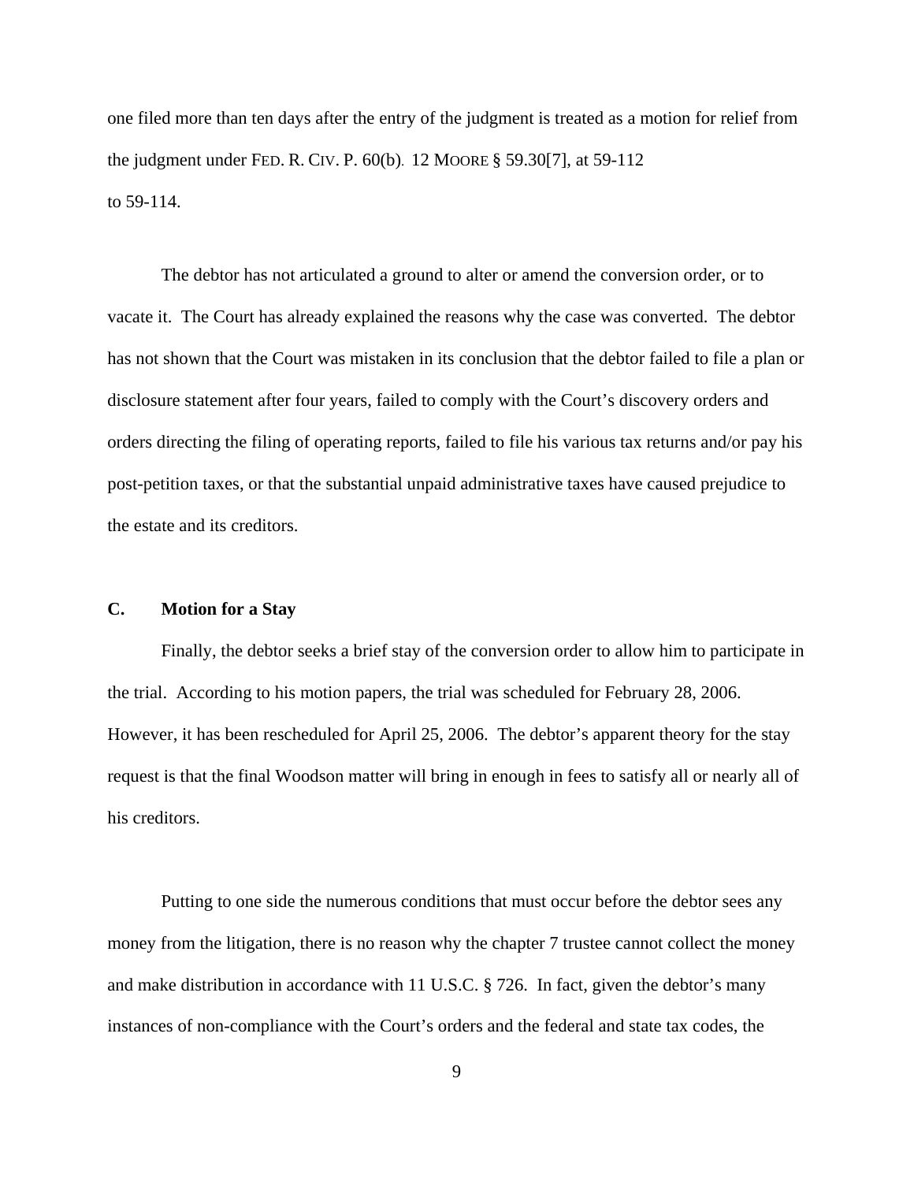one filed more than ten days after the entry of the judgment is treated as a motion for relief from the judgment under FED. R. CIV. P. 60(b). 12 MOORE § 59.30[7], at 59-112 to 59-114.

The debtor has not articulated a ground to alter or amend the conversion order, or to vacate it. The Court has already explained the reasons why the case was converted. The debtor has not shown that the Court was mistaken in its conclusion that the debtor failed to file a plan or disclosure statement after four years, failed to comply with the Court's discovery orders and orders directing the filing of operating reports, failed to file his various tax returns and/or pay his post-petition taxes, or that the substantial unpaid administrative taxes have caused prejudice to the estate and its creditors.

**C. Motion for a Stay**

Finally, the debtor seeks a brief stay of the conversion order to allow him to participate in the trial. According to his motion papers, the trial was scheduled for February 28, 2006. However, it has been rescheduled for April 25, 2006. The debtor's apparent theory for the stay request is that the final Woodson matter will bring in enough in fees to satisfy all or nearly all of his creditors.

Putting to one side the numerous conditions that must occur before the debtor sees any money from the litigation, there is no reason why the chapter 7 trustee cannot collect the money and make distribution in accordance with 11 U.S.C. § 726. In fact, given the debtor's many instances of non-compliance with the Court's orders and the federal and state tax codes, the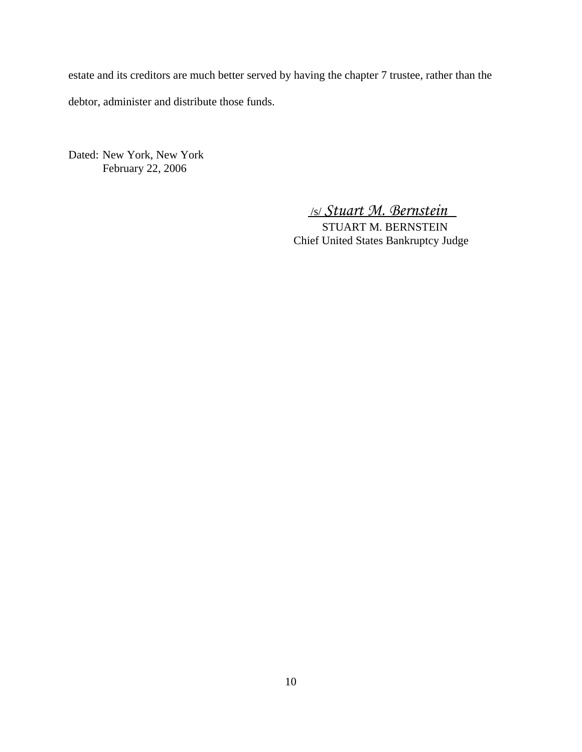estate and its creditors are much better served by having the chapter 7 trustee, rather than the debtor, administer and distribute those funds.

Dated: New York, New York
February 22, 2006

/s/ *Stuart M. Bernstein*
STUART M. BERNSTEIN
Chief United States Bankruptcy Judge